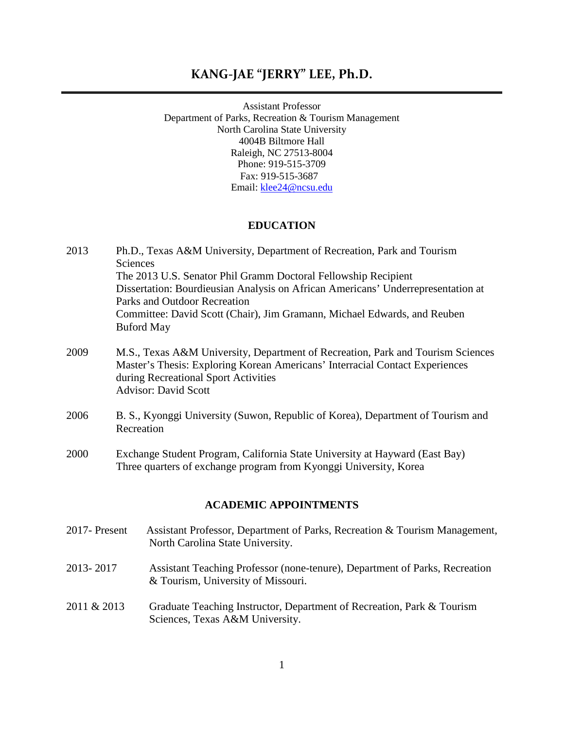# KANG-JAE "JERRY" LEE, Ph.D.

Assistant Professor
Department of Parks, Recreation & Tourism Management
North Carolina State University
4004B Biltmore Hall
Raleigh, NC 27513-8004
Phone: 919-515-3709
Fax: 919-515-3687
Email: klee24@ncsu.edu

## EDUCATION

2013 Ph.D., Texas A&M University, Department of Recreation, Park and Tourism Sciences
The 2013 U.S. Senator Phil Gramm Doctoral Fellowship Recipient
Dissertation: Bourdieusian Analysis on African Americans' Underrepresentation at Parks and Outdoor Recreation
Committee: David Scott (Chair), Jim Gramann, Michael Edwards, and Reuben Buford May

2009 M.S., Texas A&M University, Department of Recreation, Park and Tourism Sciences
Master's Thesis: Exploring Korean Americans' Interracial Contact Experiences during Recreational Sport Activities
Advisor: David Scott

2006 B. S., Kyonggi University (Suwon, Republic of Korea), Department of Tourism and Recreation

2000 Exchange Student Program, California State University at Hayward (East Bay)
Three quarters of exchange program from Kyonggi University, Korea

## ACADEMIC APPOINTMENTS

2017- Present Assistant Professor, Department of Parks, Recreation & Tourism Management, North Carolina State University.

2013- 2017 Assistant Teaching Professor (none-tenure), Department of Parks, Recreation & Tourism, University of Missouri.

2011 & 2013 Graduate Teaching Instructor, Department of Recreation, Park & Tourism Sciences, Texas A&M University.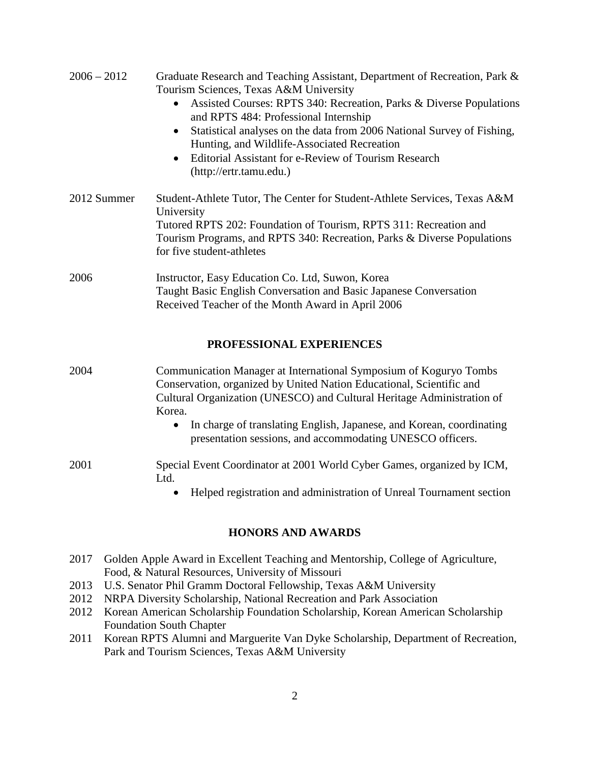2006 – 2012 Graduate Research and Teaching Assistant, Department of Recreation, Park & Tourism Sciences, Texas A&M University

- Assisted Courses: RPTS 340: Recreation, Parks & Diverse Populations and RPTS 484: Professional Internship
- Statistical analyses on the data from 2006 National Survey of Fishing, Hunting, and Wildlife-Associated Recreation
- Editorial Assistant for e-Review of Tourism Research (http://ertr.tamu.edu.)

2012 Summer Student-Athlete Tutor, The Center for Student-Athlete Services, Texas A&M University
Tutored RPTS 202: Foundation of Tourism, RPTS 311: Recreation and Tourism Programs, and RPTS 340: Recreation, Parks & Diverse Populations for five student-athletes

2006 Instructor, Easy Education Co. Ltd, Suwon, Korea
Taught Basic English Conversation and Basic Japanese Conversation
Received Teacher of the Month Award in April 2006

## PROFESSIONAL EXPERIENCES

2004 Communication Manager at International Symposium of Koguryo Tombs Conservation, organized by United Nation Educational, Scientific and Cultural Organization (UNESCO) and Cultural Heritage Administration of Korea.

- In charge of translating English, Japanese, and Korean, coordinating presentation sessions, and accommodating UNESCO officers.

2001 Special Event Coordinator at 2001 World Cyber Games, organized by ICM, Ltd.

- Helped registration and administration of Unreal Tournament section

## HONORS AND AWARDS

2017 Golden Apple Award in Excellent Teaching and Mentorship, College of Agriculture, Food, & Natural Resources, University of Missouri
2013 U.S. Senator Phil Gramm Doctoral Fellowship, Texas A&M University
2012 NRPA Diversity Scholarship, National Recreation and Park Association
2012 Korean American Scholarship Foundation Scholarship, Korean American Scholarship Foundation South Chapter
2011 Korean RPTS Alumni and Marguerite Van Dyke Scholarship, Department of Recreation, Park and Tourism Sciences, Texas A&M University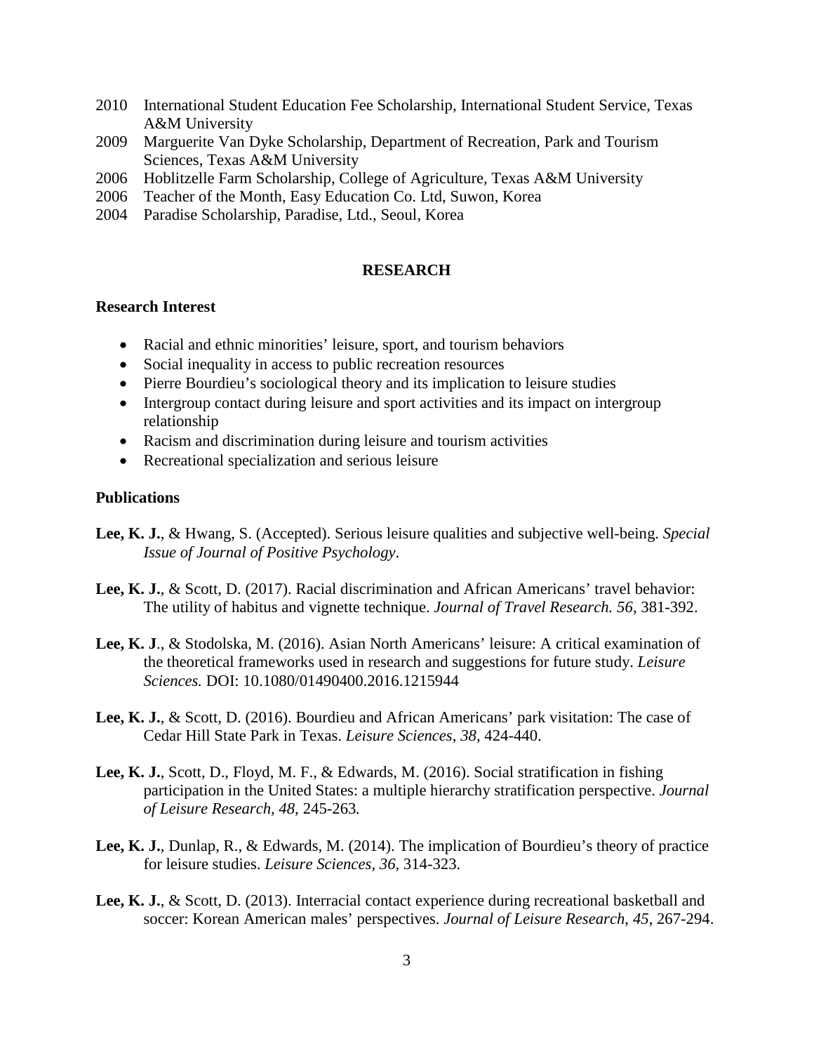2010 International Student Education Fee Scholarship, International Student Service, Texas A&M University

2009 Marguerite Van Dyke Scholarship, Department of Recreation, Park and Tourism Sciences, Texas A&M University

2006 Hoblitzelle Farm Scholarship, College of Agriculture, Texas A&M University

2006 Teacher of the Month, Easy Education Co. Ltd, Suwon, Korea

2004 Paradise Scholarship, Paradise, Ltd., Seoul, Korea

## RESEARCH

### Research Interest

- Racial and ethnic minorities' leisure, sport, and tourism behaviors
- Social inequality in access to public recreation resources
- Pierre Bourdieu's sociological theory and its implication to leisure studies
- Intergroup contact during leisure and sport activities and its impact on intergroup relationship
- Racism and discrimination during leisure and tourism activities
- Recreational specialization and serious leisure

### Publications

**Lee, K. J.**, & Hwang, S. (Accepted). Serious leisure qualities and subjective well-being. *Special Issue of Journal of Positive Psychology*.

**Lee, K. J.**, & Scott, D. (2017). Racial discrimination and African Americans' travel behavior: The utility of habitus and vignette technique. *Journal of Travel Research. 56*, 381-392.

**Lee, K. J**., & Stodolska, M. (2016). Asian North Americans' leisure: A critical examination of the theoretical frameworks used in research and suggestions for future study. *Leisure Sciences.* DOI: 10.1080/01490400.2016.1215944

**Lee, K. J.**, & Scott, D. (2016). Bourdieu and African Americans' park visitation: The case of Cedar Hill State Park in Texas. *Leisure Sciences*, *38,* 424-440.

**Lee, K. J.**, Scott, D., Floyd, M. F., & Edwards, M. (2016). Social stratification in fishing participation in the United States: a multiple hierarchy stratification perspective. *Journal of Leisure Research, 48,* 245-263*.*

**Lee, K. J.**, Dunlap, R., & Edwards, M. (2014). The implication of Bourdieu's theory of practice for leisure studies. *Leisure Sciences, 36*, 314-323.

**Lee, K. J.**, & Scott, D. (2013). Interracial contact experience during recreational basketball and soccer: Korean American males' perspectives. *Journal of Leisure Research, 45*, 267-294.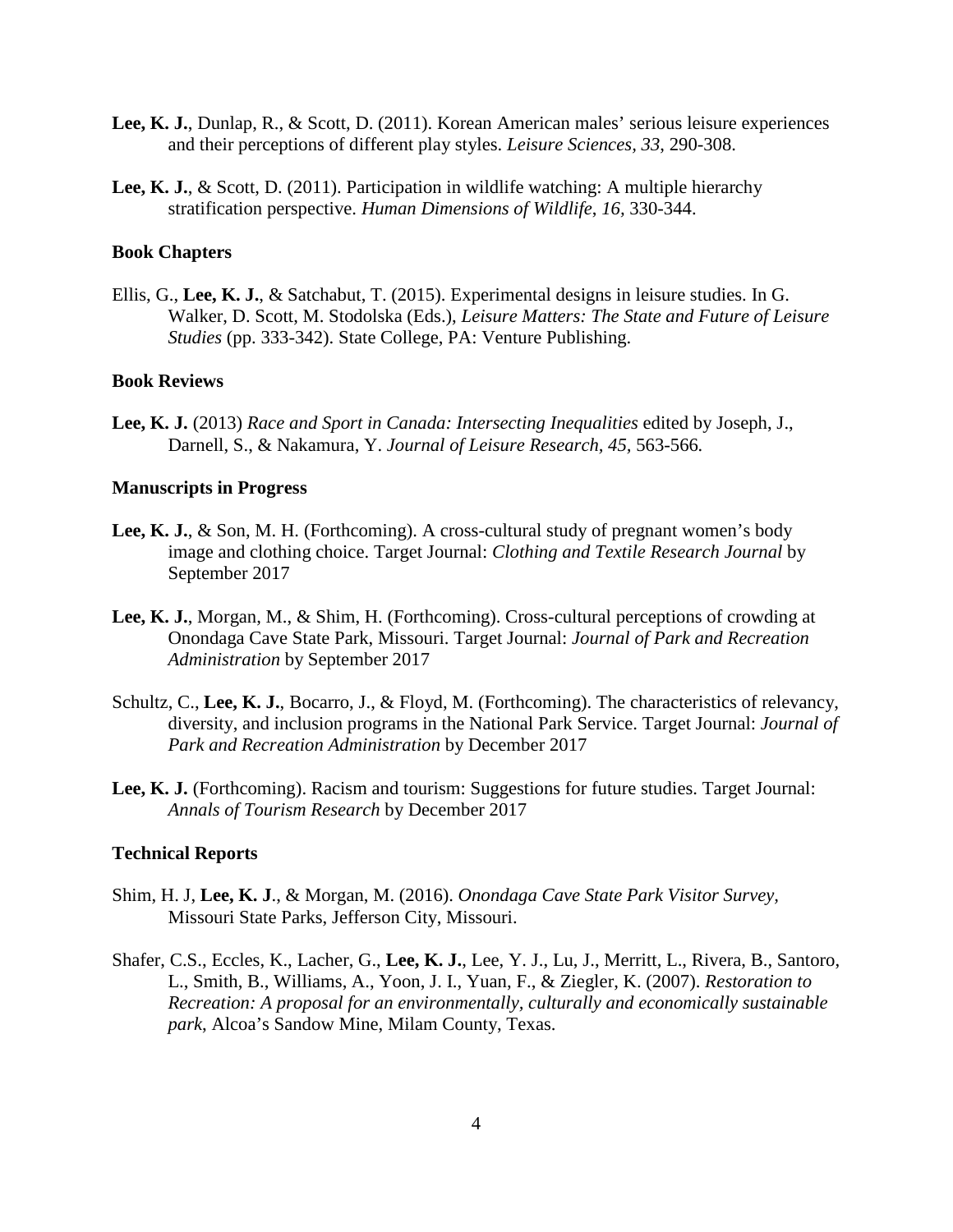**Lee, K. J.**, Dunlap, R., & Scott, D. (2011). Korean American males' serious leisure experiences and their perceptions of different play styles. *Leisure Sciences, 33*, 290-308.

**Lee, K. J.**, & Scott, D. (2011). Participation in wildlife watching: A multiple hierarchy stratification perspective. *Human Dimensions of Wildlife*, *16,* 330-344.

### Book Chapters

Ellis, G., **Lee, K. J.**, & Satchabut, T. (2015). Experimental designs in leisure studies. In G. Walker, D. Scott, M. Stodolska (Eds.), *Leisure Matters: The State and Future of Leisure Studies* (pp. 333-342). State College, PA: Venture Publishing.

### Book Reviews

**Lee, K. J.** (2013) *Race and Sport in Canada: Intersecting Inequalities* edited by Joseph, J., Darnell, S., & Nakamura, Y. *Journal of Leisure Research, 45,* 563-566.

### Manuscripts in Progress

**Lee, K. J.**, & Son, M. H. (Forthcoming). A cross-cultural study of pregnant women's body image and clothing choice. Target Journal: *Clothing and Textile Research Journal* by September 2017

**Lee, K. J.**, Morgan, M., & Shim, H. (Forthcoming). Cross-cultural perceptions of crowding at Onondaga Cave State Park, Missouri. Target Journal: *Journal of Park and Recreation Administration* by September 2017

Schultz, C., **Lee, K. J.**, Bocarro, J., & Floyd, M. (Forthcoming). The characteristics of relevancy, diversity, and inclusion programs in the National Park Service. Target Journal: *Journal of Park and Recreation Administration* by December 2017

**Lee, K. J.** (Forthcoming). Racism and tourism: Suggestions for future studies. Target Journal: *Annals of Tourism Research* by December 2017

### Technical Reports

Shim, H. J, **Lee, K. J**., & Morgan, M. (2016). *Onondaga Cave State Park Visitor Survey,* Missouri State Parks, Jefferson City, Missouri.

Shafer, C.S., Eccles, K., Lacher, G., **Lee, K. J.**, Lee, Y. J., Lu, J., Merritt, L., Rivera, B., Santoro, L., Smith, B., Williams, A., Yoon, J. I., Yuan, F., & Ziegler, K. (2007). *Restoration to Recreation: A proposal for an environmentally, culturally and economically sustainable park*, Alcoa's Sandow Mine, Milam County, Texas.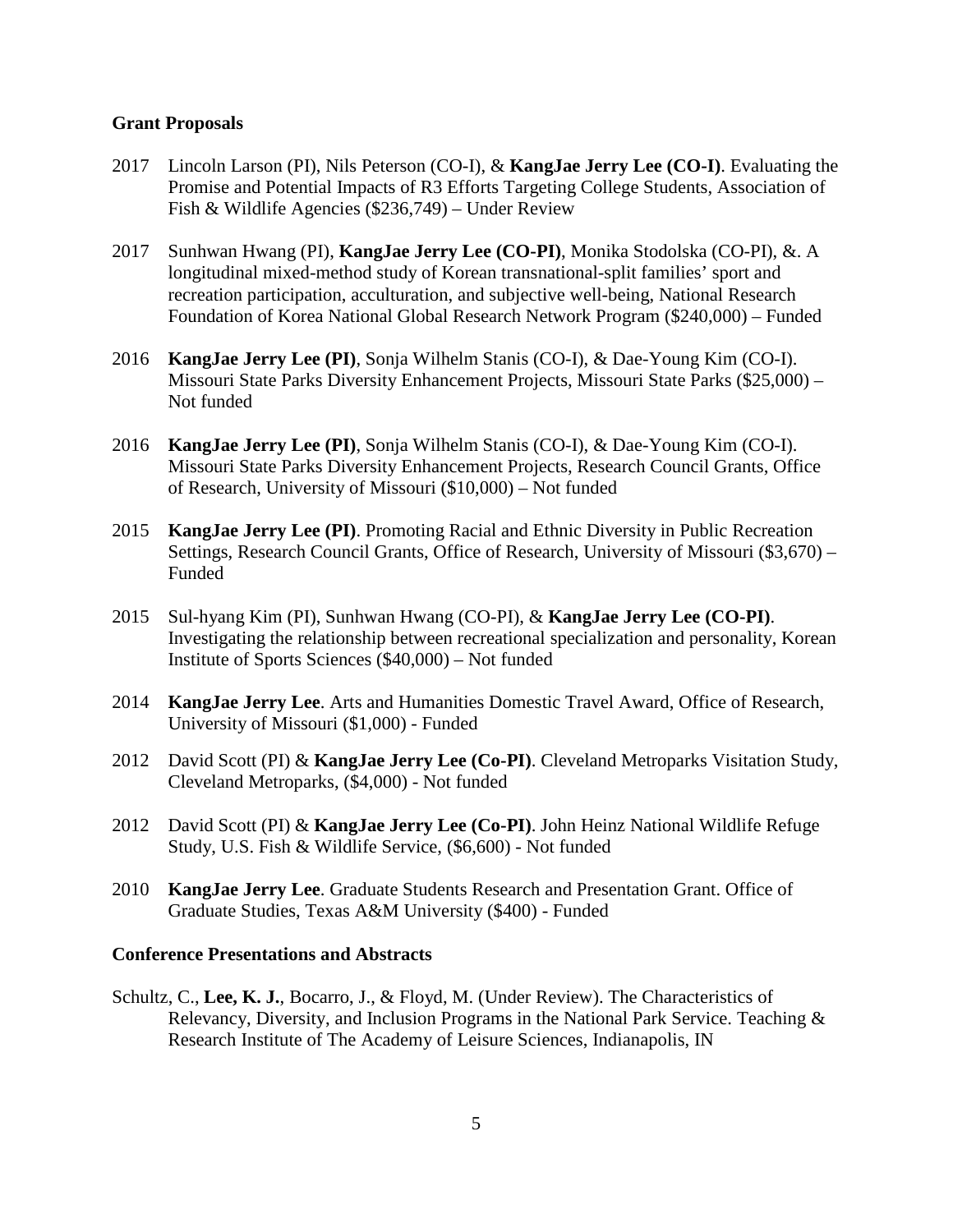## Grant Proposals

2017 Lincoln Larson (PI), Nils Peterson (CO-I), & **KangJae Jerry Lee (CO-I)**. Evaluating the Promise and Potential Impacts of R3 Efforts Targeting College Students, Association of Fish & Wildlife Agencies ($236,749) – Under Review

2017 Sunhwan Hwang (PI), **KangJae Jerry Lee (CO-PI)**, Monika Stodolska (CO-PI), &. A longitudinal mixed-method study of Korean transnational-split families' sport and recreation participation, acculturation, and subjective well-being, National Research Foundation of Korea National Global Research Network Program ($240,000) – Funded

2016 **KangJae Jerry Lee (PI)**, Sonja Wilhelm Stanis (CO-I), & Dae-Young Kim (CO-I). Missouri State Parks Diversity Enhancement Projects, Missouri State Parks ($25,000) – Not funded

2016 **KangJae Jerry Lee (PI)**, Sonja Wilhelm Stanis (CO-I), & Dae-Young Kim (CO-I). Missouri State Parks Diversity Enhancement Projects, Research Council Grants, Office of Research, University of Missouri ($10,000) – Not funded

2015 **KangJae Jerry Lee (PI)**. Promoting Racial and Ethnic Diversity in Public Recreation Settings, Research Council Grants, Office of Research, University of Missouri ($3,670) – Funded

2015 Sul-hyang Kim (PI), Sunhwan Hwang (CO-PI), & **KangJae Jerry Lee (CO-PI)**. Investigating the relationship between recreational specialization and personality, Korean Institute of Sports Sciences ($40,000) – Not funded

2014 **KangJae Jerry Lee**. Arts and Humanities Domestic Travel Award, Office of Research, University of Missouri ($1,000) - Funded

2012 David Scott (PI) & **KangJae Jerry Lee (Co-PI)**. Cleveland Metroparks Visitation Study, Cleveland Metroparks, ($4,000) - Not funded

2012 David Scott (PI) & **KangJae Jerry Lee (Co-PI)**. John Heinz National Wildlife Refuge Study, U.S. Fish & Wildlife Service, ($6,600) - Not funded

2010 **KangJae Jerry Lee**. Graduate Students Research and Presentation Grant. Office of Graduate Studies, Texas A&M University ($400) - Funded

## Conference Presentations and Abstracts

Schultz, C., **Lee, K. J.**, Bocarro, J., & Floyd, M. (Under Review). The Characteristics of Relevancy, Diversity, and Inclusion Programs in the National Park Service. Teaching & Research Institute of The Academy of Leisure Sciences, Indianapolis, IN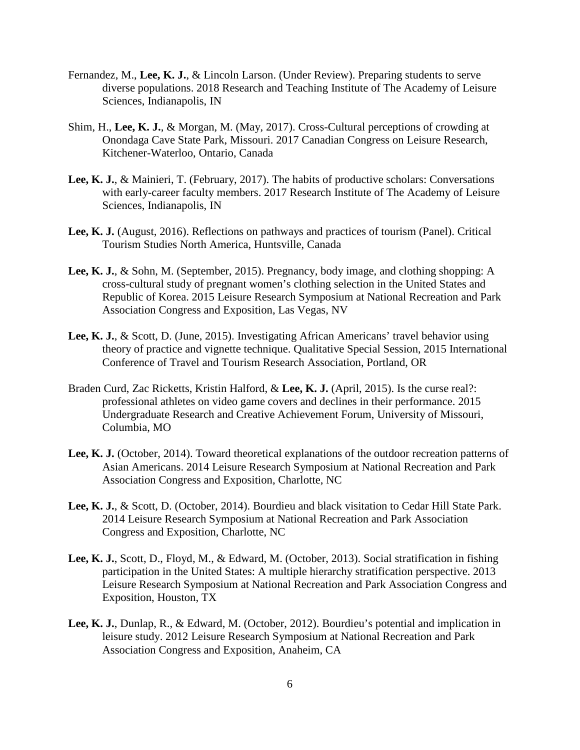Fernandez, M., **Lee, K. J.**, & Lincoln Larson. (Under Review). Preparing students to serve diverse populations. 2018 Research and Teaching Institute of The Academy of Leisure Sciences, Indianapolis, IN

Shim, H., **Lee, K. J.**, & Morgan, M. (May, 2017). Cross-Cultural perceptions of crowding at Onondaga Cave State Park, Missouri. 2017 Canadian Congress on Leisure Research, Kitchener-Waterloo, Ontario, Canada

**Lee, K. J.**, & Mainieri, T. (February, 2017). The habits of productive scholars: Conversations with early-career faculty members. 2017 Research Institute of The Academy of Leisure Sciences, Indianapolis, IN

**Lee, K. J.** (August, 2016). Reflections on pathways and practices of tourism (Panel). Critical Tourism Studies North America, Huntsville, Canada

**Lee, K. J.**, & Sohn, M. (September, 2015). Pregnancy, body image, and clothing shopping: A cross-cultural study of pregnant women's clothing selection in the United States and Republic of Korea. 2015 Leisure Research Symposium at National Recreation and Park Association Congress and Exposition, Las Vegas, NV

**Lee, K. J.**, & Scott, D. (June, 2015). Investigating African Americans' travel behavior using theory of practice and vignette technique. Qualitative Special Session, 2015 International Conference of Travel and Tourism Research Association, Portland, OR

Braden Curd, Zac Ricketts, Kristin Halford, & **Lee, K. J.** (April, 2015). Is the curse real?: professional athletes on video game covers and declines in their performance. 2015 Undergraduate Research and Creative Achievement Forum, University of Missouri, Columbia, MO

**Lee, K. J.** (October, 2014). Toward theoretical explanations of the outdoor recreation patterns of Asian Americans. 2014 Leisure Research Symposium at National Recreation and Park Association Congress and Exposition, Charlotte, NC

**Lee, K. J.**, & Scott, D. (October, 2014). Bourdieu and black visitation to Cedar Hill State Park. 2014 Leisure Research Symposium at National Recreation and Park Association Congress and Exposition, Charlotte, NC

**Lee, K. J.**, Scott, D., Floyd, M., & Edward, M. (October, 2013). Social stratification in fishing participation in the United States: A multiple hierarchy stratification perspective. 2013 Leisure Research Symposium at National Recreation and Park Association Congress and Exposition, Houston, TX

**Lee, K. J.**, Dunlap, R., & Edward, M. (October, 2012). Bourdieu's potential and implication in leisure study. 2012 Leisure Research Symposium at National Recreation and Park Association Congress and Exposition, Anaheim, CA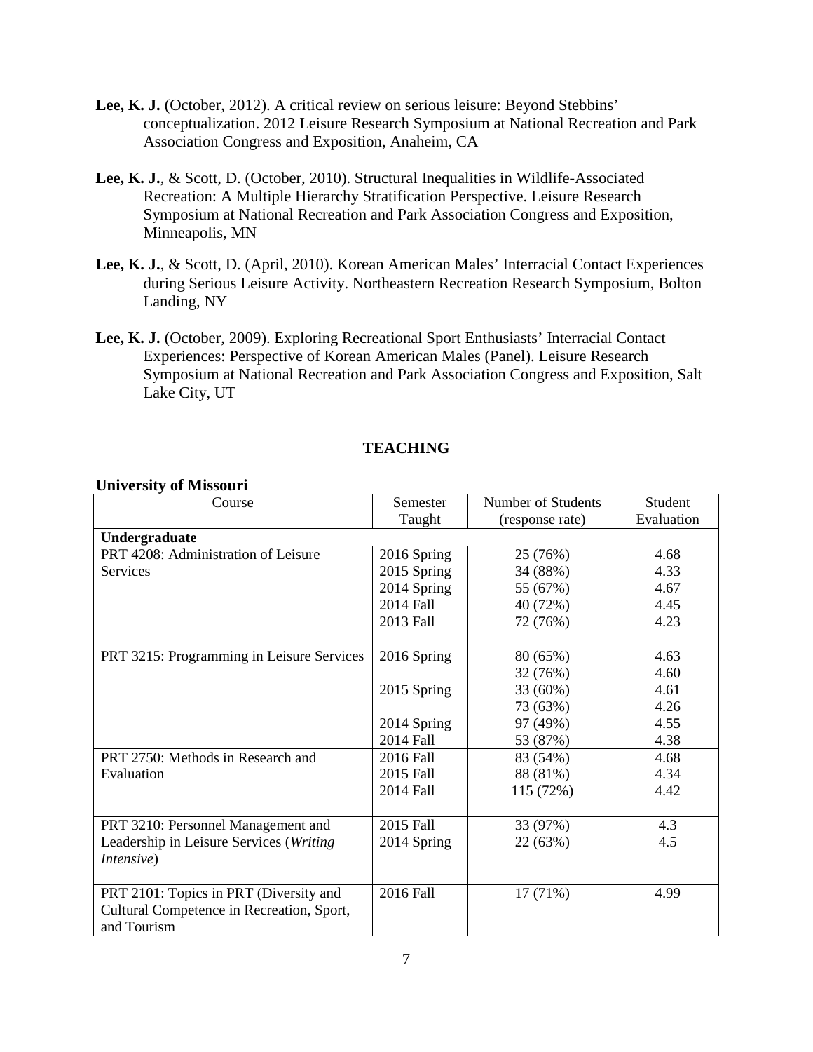**Lee, K. J.** (October, 2012). A critical review on serious leisure: Beyond Stebbins' conceptualization. 2012 Leisure Research Symposium at National Recreation and Park Association Congress and Exposition, Anaheim, CA

**Lee, K. J.**, & Scott, D. (October, 2010). Structural Inequalities in Wildlife-Associated Recreation: A Multiple Hierarchy Stratification Perspective. Leisure Research Symposium at National Recreation and Park Association Congress and Exposition, Minneapolis, MN

**Lee, K. J.**, & Scott, D. (April, 2010). Korean American Males' Interracial Contact Experiences during Serious Leisure Activity. Northeastern Recreation Research Symposium, Bolton Landing, NY

**Lee, K. J.** (October, 2009). Exploring Recreational Sport Enthusiasts' Interracial Contact Experiences: Perspective of Korean American Males (Panel). Leisure Research Symposium at National Recreation and Park Association Congress and Exposition, Salt Lake City, UT

## TEACHING

**University of Missouri**

| Course | Semester Taught | Number of Students (response rate) | Student Evaluation |
|---|---|---|---|
| **Undergraduate** | | | |
| PRT 4208: Administration of Leisure Services | 2016 Spring | 25 (76%) | 4.68 |
| | 2015 Spring | 34 (88%) | 4.33 |
| | 2014 Spring | 55 (67%) | 4.67 |
| | 2014 Fall | 40 (72%) | 4.45 |
| | 2013 Fall | 72 (76%) | 4.23 |
| PRT 3215: Programming in Leisure Services | 2016 Spring | 80 (65%) | 4.63 |
| | | 32 (76%) | 4.60 |
| | 2015 Spring | 33 (60%) | 4.61 |
| | | 73 (63%) | 4.26 |
| | 2014 Spring | 97 (49%) | 4.55 |
| | 2014 Fall | 53 (87%) | 4.38 |
| PRT 2750: Methods in Research and Evaluation | 2016 Fall | 83 (54%) | 4.68 |
| | 2015 Fall | 88 (81%) | 4.34 |
| | 2014 Fall | 115 (72%) | 4.42 |
| PRT 3210: Personnel Management and Leadership in Leisure Services (*Writing Intensive*) | 2015 Fall | 33 (97%) | 4.3 |
| | 2014 Spring | 22 (63%) | 4.5 |
| PRT 2101: Topics in PRT (Diversity and Cultural Competence in Recreation, Sport, and Tourism | 2016 Fall | 17 (71%) | 4.99 |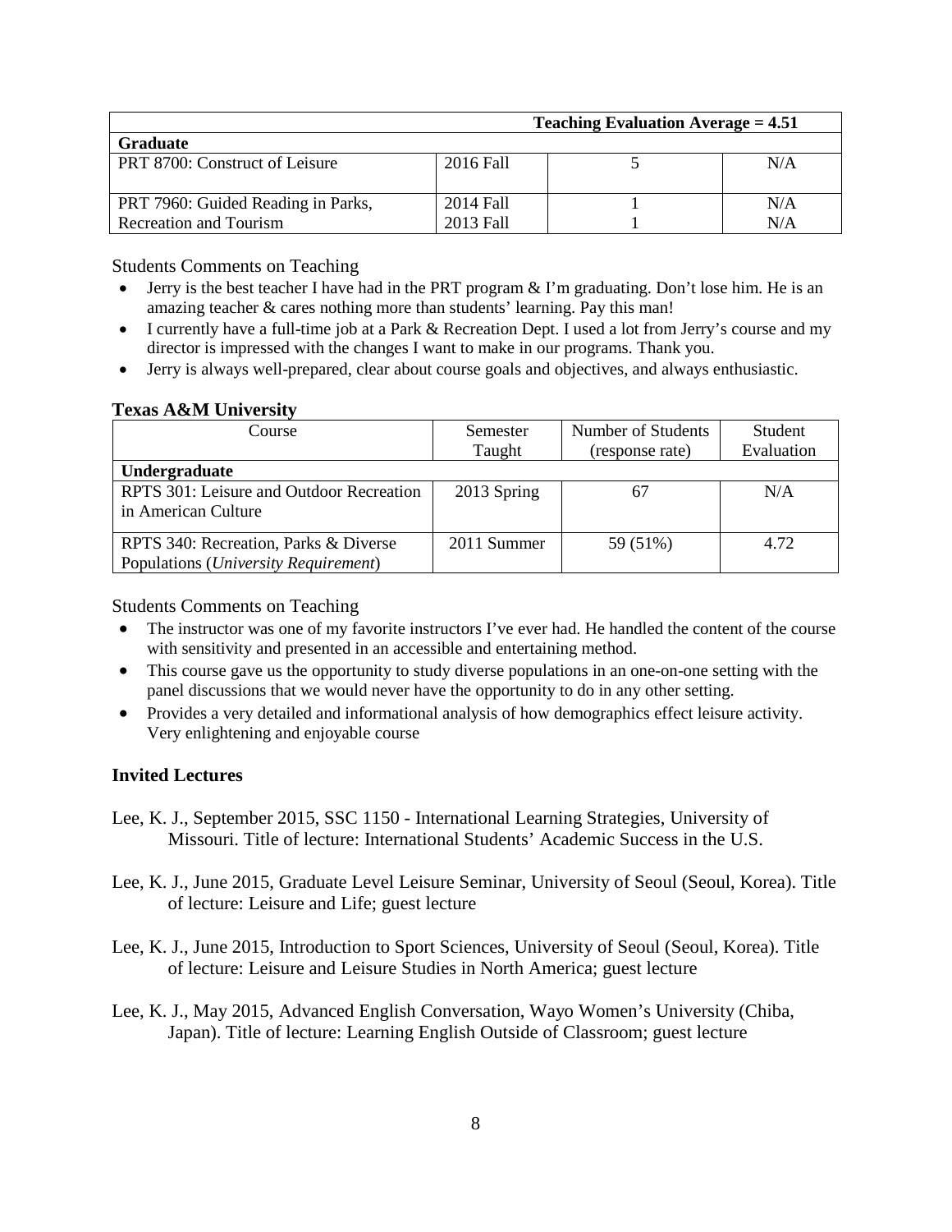| | | Teaching Evaluation Average = 4.51 | |
|---|---|---|---|
| **Graduate** | | | |
| PRT 8700: Construct of Leisure | 2016 Fall | 5 | N/A |
| PRT 7960: Guided Reading in Parks, Recreation and Tourism | 2014 Fall<br>2013 Fall | 1<br>1 | N/A<br>N/A |

Students Comments on Teaching

- Jerry is the best teacher I have had in the PRT program & I'm graduating. Don't lose him. He is an amazing teacher & cares nothing more than students' learning. Pay this man!
- I currently have a full-time job at a Park & Recreation Dept. I used a lot from Jerry's course and my director is impressed with the changes I want to make in our programs. Thank you.
- Jerry is always well-prepared, clear about course goals and objectives, and always enthusiastic.

### Texas A&M University

| Course | Semester Taught | Number of Students (response rate) | Student Evaluation |
|---|---|---|---|
| **Undergraduate** | | | |
| RPTS 301: Leisure and Outdoor Recreation in American Culture | 2013 Spring | 67 | N/A |
| RPTS 340: Recreation, Parks & Diverse Populations (*University Requirement*) | 2011 Summer | 59 (51%) | 4.72 |

Students Comments on Teaching

- The instructor was one of my favorite instructors I've ever had. He handled the content of the course with sensitivity and presented in an accessible and entertaining method.
- This course gave us the opportunity to study diverse populations in an one-on-one setting with the panel discussions that we would never have the opportunity to do in any other setting.
- Provides a very detailed and informational analysis of how demographics effect leisure activity. Very enlightening and enjoyable course

### Invited Lectures

Lee, K. J., September 2015, SSC 1150 - International Learning Strategies, University of Missouri. Title of lecture: International Students' Academic Success in the U.S.

Lee, K. J., June 2015, Graduate Level Leisure Seminar, University of Seoul (Seoul, Korea). Title of lecture: Leisure and Life; guest lecture

Lee, K. J., June 2015, Introduction to Sport Sciences, University of Seoul (Seoul, Korea). Title of lecture: Leisure and Leisure Studies in North America; guest lecture

Lee, K. J., May 2015, Advanced English Conversation, Wayo Women's University (Chiba, Japan). Title of lecture: Learning English Outside of Classroom; guest lecture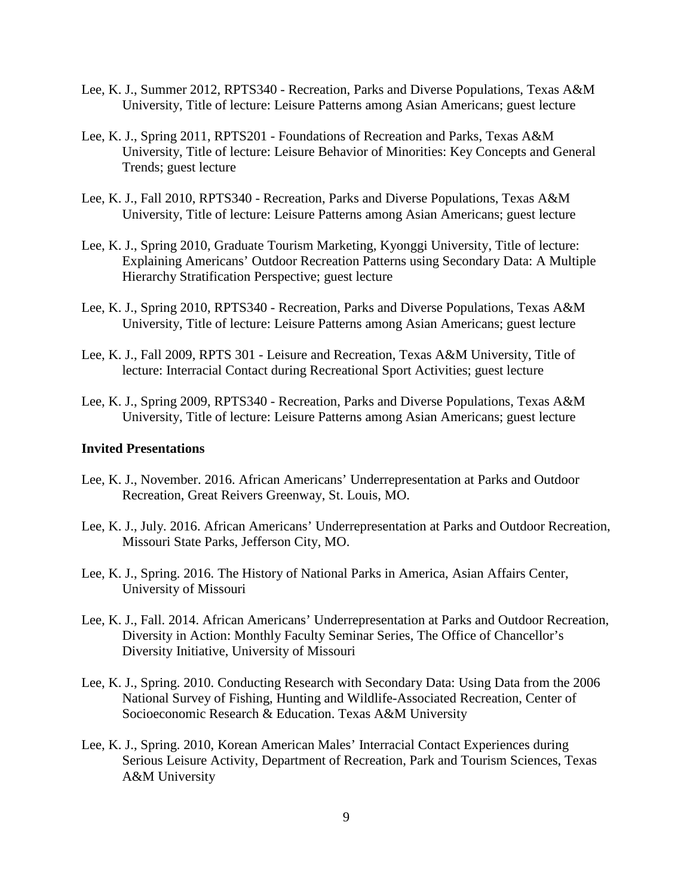Lee, K. J., Summer 2012, RPTS340 - Recreation, Parks and Diverse Populations, Texas A&M University, Title of lecture: Leisure Patterns among Asian Americans; guest lecture

Lee, K. J., Spring 2011, RPTS201 - Foundations of Recreation and Parks, Texas A&M University, Title of lecture: Leisure Behavior of Minorities: Key Concepts and General Trends; guest lecture

Lee, K. J., Fall 2010, RPTS340 - Recreation, Parks and Diverse Populations, Texas A&M University, Title of lecture: Leisure Patterns among Asian Americans; guest lecture

Lee, K. J., Spring 2010, Graduate Tourism Marketing, Kyonggi University, Title of lecture: Explaining Americans' Outdoor Recreation Patterns using Secondary Data: A Multiple Hierarchy Stratification Perspective; guest lecture

Lee, K. J., Spring 2010, RPTS340 - Recreation, Parks and Diverse Populations, Texas A&M University, Title of lecture: Leisure Patterns among Asian Americans; guest lecture

Lee, K. J., Fall 2009, RPTS 301 - Leisure and Recreation, Texas A&M University, Title of lecture: Interracial Contact during Recreational Sport Activities; guest lecture

Lee, K. J., Spring 2009, RPTS340 - Recreation, Parks and Diverse Populations, Texas A&M University, Title of lecture: Leisure Patterns among Asian Americans; guest lecture

**Invited Presentations**

Lee, K. J., November. 2016. African Americans' Underrepresentation at Parks and Outdoor Recreation, Great Reivers Greenway, St. Louis, MO.

Lee, K. J., July. 2016. African Americans' Underrepresentation at Parks and Outdoor Recreation, Missouri State Parks, Jefferson City, MO.

Lee, K. J., Spring. 2016. The History of National Parks in America, Asian Affairs Center, University of Missouri

Lee, K. J., Fall. 2014. African Americans' Underrepresentation at Parks and Outdoor Recreation, Diversity in Action: Monthly Faculty Seminar Series, The Office of Chancellor's Diversity Initiative, University of Missouri

Lee, K. J., Spring. 2010. Conducting Research with Secondary Data: Using Data from the 2006 National Survey of Fishing, Hunting and Wildlife-Associated Recreation, Center of Socioeconomic Research & Education. Texas A&M University

Lee, K. J., Spring. 2010, Korean American Males' Interracial Contact Experiences during Serious Leisure Activity, Department of Recreation, Park and Tourism Sciences, Texas A&M University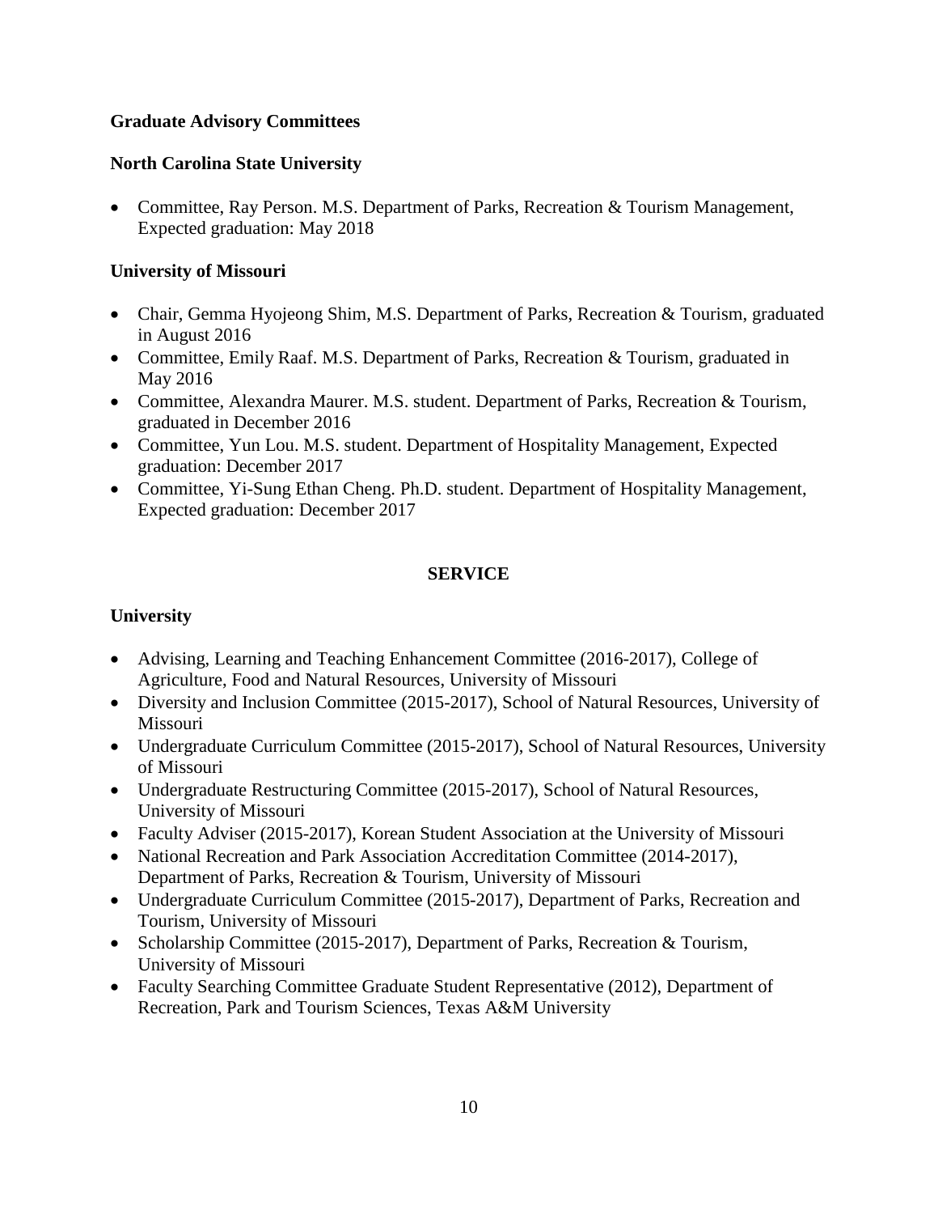**Graduate Advisory Committees**

**North Carolina State University**

- Committee, Ray Person. M.S. Department of Parks, Recreation & Tourism Management, Expected graduation: May 2018

**University of Missouri**

- Chair, Gemma Hyojeong Shim, M.S. Department of Parks, Recreation & Tourism, graduated in August 2016
- Committee, Emily Raaf. M.S. Department of Parks, Recreation & Tourism, graduated in May 2016
- Committee, Alexandra Maurer. M.S. student. Department of Parks, Recreation & Tourism, graduated in December 2016
- Committee, Yun Lou. M.S. student. Department of Hospitality Management, Expected graduation: December 2017
- Committee, Yi-Sung Ethan Cheng. Ph.D. student. Department of Hospitality Management, Expected graduation: December 2017

## SERVICE

**University**

- Advising, Learning and Teaching Enhancement Committee (2016-2017), College of Agriculture, Food and Natural Resources, University of Missouri
- Diversity and Inclusion Committee (2015-2017), School of Natural Resources, University of Missouri
- Undergraduate Curriculum Committee (2015-2017), School of Natural Resources, University of Missouri
- Undergraduate Restructuring Committee (2015-2017), School of Natural Resources, University of Missouri
- Faculty Adviser (2015-2017), Korean Student Association at the University of Missouri
- National Recreation and Park Association Accreditation Committee (2014-2017), Department of Parks, Recreation & Tourism, University of Missouri
- Undergraduate Curriculum Committee (2015-2017), Department of Parks, Recreation and Tourism, University of Missouri
- Scholarship Committee (2015-2017), Department of Parks, Recreation & Tourism, University of Missouri
- Faculty Searching Committee Graduate Student Representative (2012), Department of Recreation, Park and Tourism Sciences, Texas A&M University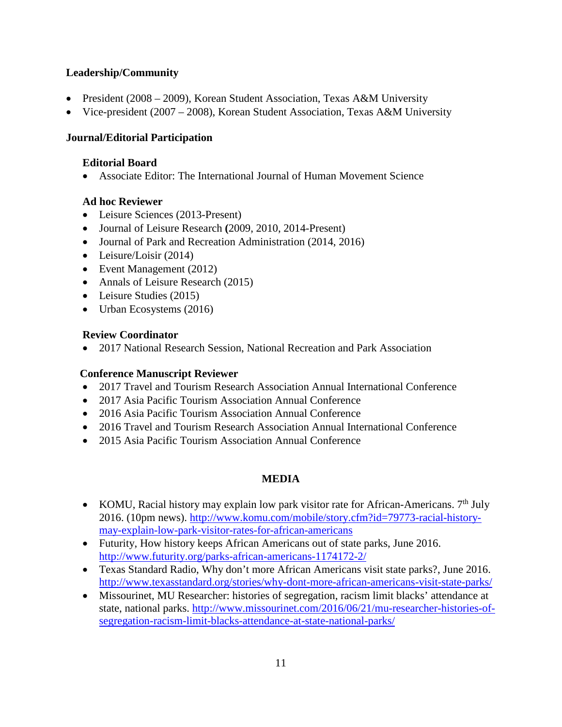**Leadership/Community**

- President (2008 – 2009), Korean Student Association, Texas A&M University
- Vice-president (2007 – 2008), Korean Student Association, Texas A&M University

**Journal/Editorial Participation**

**Editorial Board**

- Associate Editor: The International Journal of Human Movement Science

**Ad hoc Reviewer**

- Leisure Sciences (2013-Present)
- Journal of Leisure Research **(**2009, 2010, 2014-Present)
- Journal of Park and Recreation Administration (2014, 2016)
- Leisure/Loisir (2014)
- Event Management (2012)
- Annals of Leisure Research (2015)
- Leisure Studies (2015)
- Urban Ecosystems (2016)

**Review Coordinator**

- 2017 National Research Session, National Recreation and Park Association

**Conference Manuscript Reviewer**

- 2017 Travel and Tourism Research Association Annual International Conference
- 2017 Asia Pacific Tourism Association Annual Conference
- 2016 Asia Pacific Tourism Association Annual Conference
- 2016 Travel and Tourism Research Association Annual International Conference
- 2015 Asia Pacific Tourism Association Annual Conference

## MEDIA

- KOMU, Racial history may explain low park visitor rate for African-Americans. 7th July 2016. (10pm news). http://www.komu.com/mobile/story.cfm?id=79773-racial-history-may-explain-low-park-visitor-rates-for-african-americans
- Futurity, How history keeps African Americans out of state parks, June 2016. http://www.futurity.org/parks-african-americans-1174172-2/
- Texas Standard Radio, Why don't more African Americans visit state parks?, June 2016. http://www.texasstandard.org/stories/why-dont-more-african-americans-visit-state-parks/
- Missourinet, MU Researcher: histories of segregation, racism limit blacks' attendance at state, national parks. http://www.missourinet.com/2016/06/21/mu-researcher-histories-of-segregation-racism-limit-blacks-attendance-at-state-national-parks/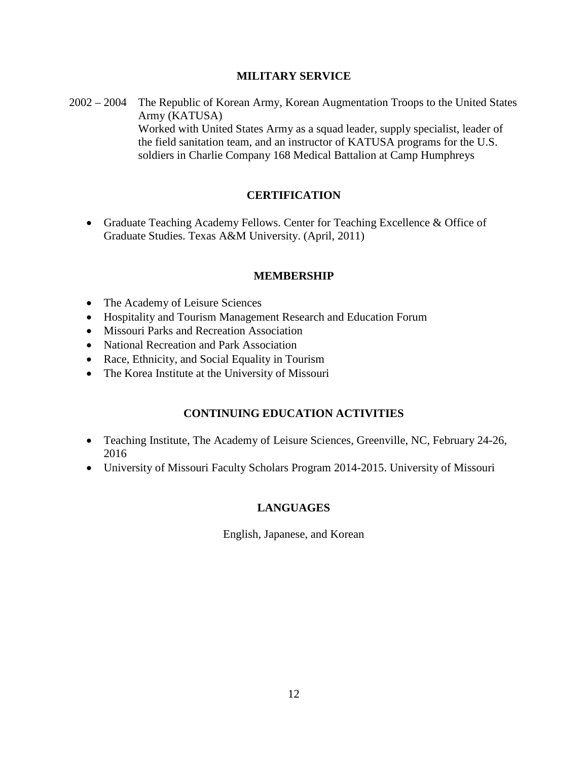## MILITARY SERVICE

2002 – 2004 The Republic of Korean Army, Korean Augmentation Troops to the United States Army (KATUSA)
Worked with United States Army as a squad leader, supply specialist, leader of the field sanitation team, and an instructor of KATUSA programs for the U.S. soldiers in Charlie Company 168 Medical Battalion at Camp Humphreys

## CERTIFICATION

- Graduate Teaching Academy Fellows. Center for Teaching Excellence & Office of Graduate Studies. Texas A&M University. (April, 2011)

## MEMBERSHIP

- The Academy of Leisure Sciences
- Hospitality and Tourism Management Research and Education Forum
- Missouri Parks and Recreation Association
- National Recreation and Park Association
- Race, Ethnicity, and Social Equality in Tourism
- The Korea Institute at the University of Missouri

## CONTINUING EDUCATION ACTIVITIES

- Teaching Institute, The Academy of Leisure Sciences, Greenville, NC, February 24-26, 2016
- University of Missouri Faculty Scholars Program 2014-2015. University of Missouri

## LANGUAGES

English, Japanese, and Korean